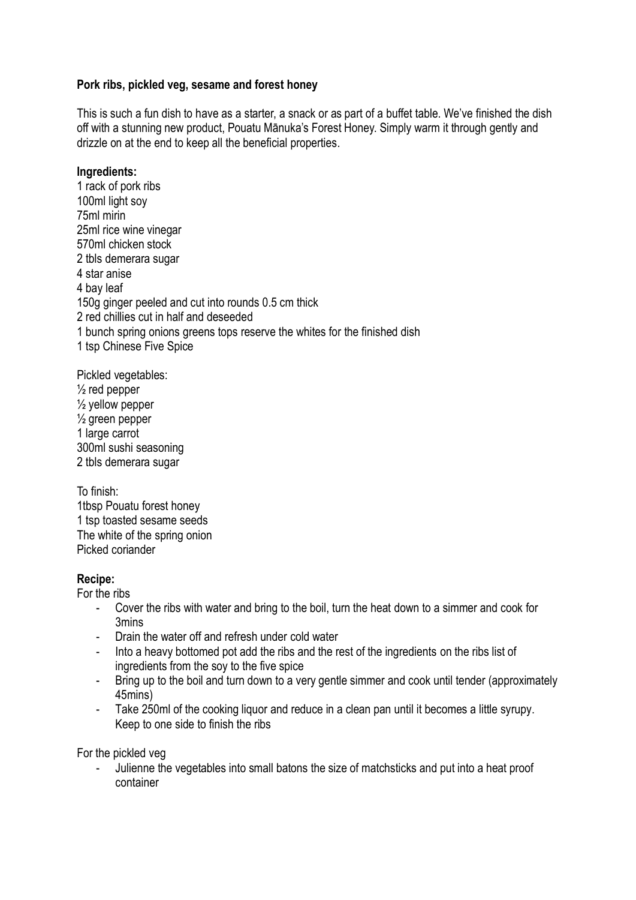**Pork ribs, pickled veg, sesame and forest honey**

This is such a fun dish to have as a starter, a snack or as part of a buffet table. We've finished the dish off with a stunning new product, Pouatu Mānuka's Forest Honey. Simply warm it through gently and drizzle on at the end to keep all the beneficial properties.

**Ingredients:**

1 rack of pork ribs
100ml light soy
75ml mirin
25ml rice wine vinegar
570ml chicken stock
2 tbls demerara sugar
4 star anise
4 bay leaf
150g ginger peeled and cut into rounds 0.5 cm thick
2 red chillies cut in half and deseeded
1 bunch spring onions greens tops reserve the whites for the finished dish
1 tsp Chinese Five Spice

Pickled vegetables:
½ red pepper
½ yellow pepper
½ green pepper
1 large carrot
300ml sushi seasoning
2 tbls demerara sugar

To finish:
1tbsp Pouatu forest honey
1 tsp toasted sesame seeds
The white of the spring onion
Picked coriander

**Recipe:**

For the ribs

- Cover the ribs with water and bring to the boil, turn the heat down to a simmer and cook for 3mins
- Drain the water off and refresh under cold water
- Into a heavy bottomed pot add the ribs and the rest of the ingredients on the ribs list of ingredients from the soy to the five spice
- Bring up to the boil and turn down to a very gentle simmer and cook until tender (approximately 45mins)
- Take 250ml of the cooking liquor and reduce in a clean pan until it becomes a little syrupy. Keep to one side to finish the ribs

For the pickled veg

- Julienne the vegetables into small batons the size of matchsticks and put into a heat proof container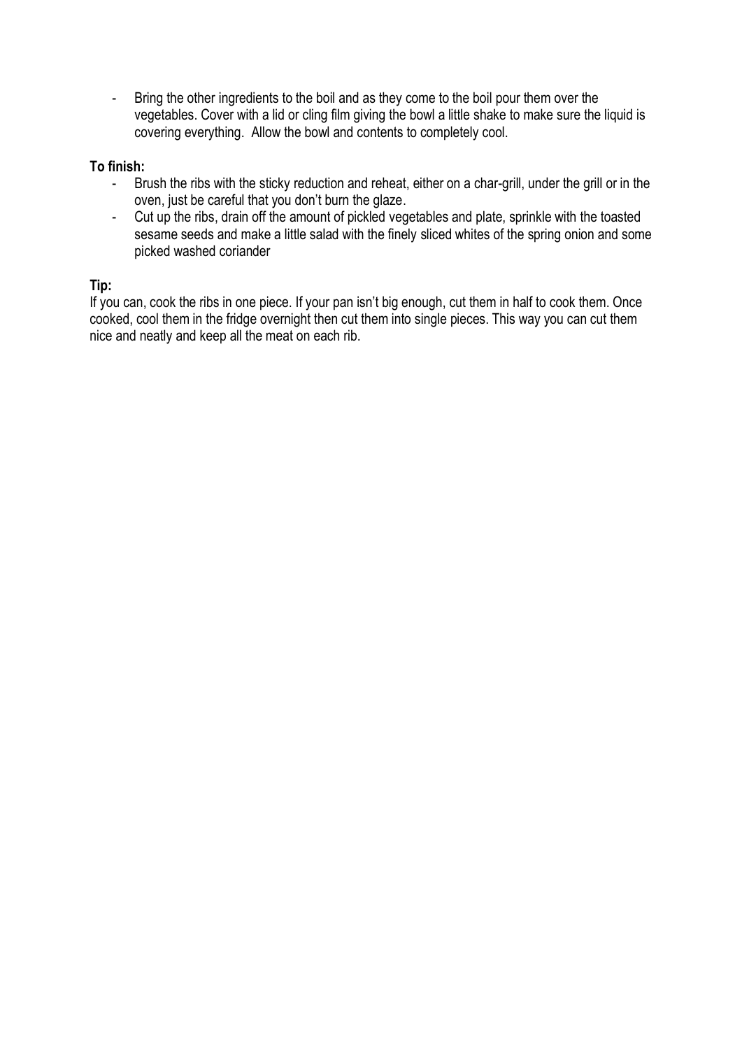- Bring the other ingredients to the boil and as they come to the boil pour them over the vegetables. Cover with a lid or cling film giving the bowl a little shake to make sure the liquid is covering everything. Allow the bowl and contents to completely cool.

**To finish:**

- Brush the ribs with the sticky reduction and reheat, either on a char-grill, under the grill or in the oven, just be careful that you don't burn the glaze.
- Cut up the ribs, drain off the amount of pickled vegetables and plate, sprinkle with the toasted sesame seeds and make a little salad with the finely sliced whites of the spring onion and some picked washed coriander

**Tip:**

If you can, cook the ribs in one piece. If your pan isn't big enough, cut them in half to cook them. Once cooked, cool them in the fridge overnight then cut them into single pieces. This way you can cut them nice and neatly and keep all the meat on each rib.